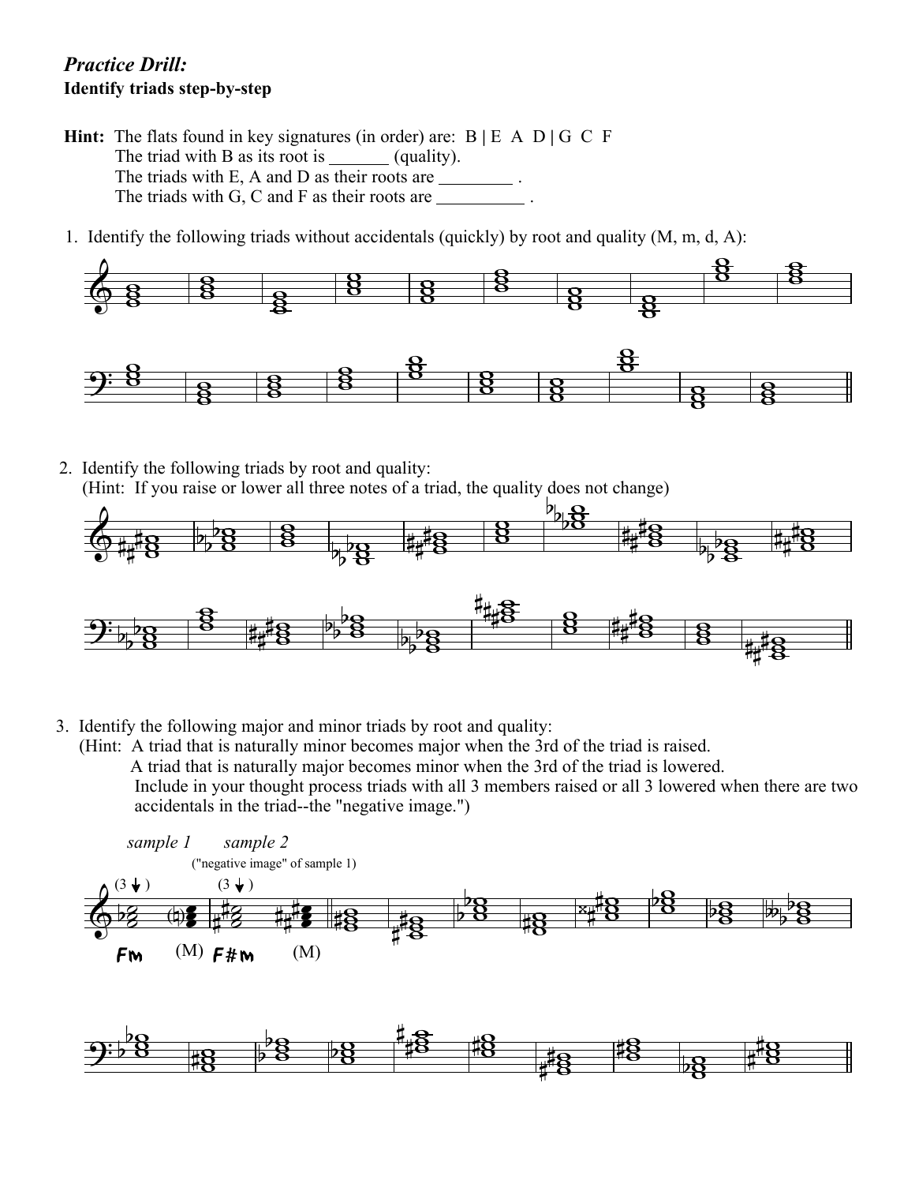## *Practice Drill:*
**Identify triads step-by-step**

**Hint:** The flats found in key signatures (in order) are: B | E A D | G C F
The triad with B as its root is _______ (quality).
The triads with E, A and D as their roots are ________ .
The triads with G, C and F as their roots are _________ .

1. Identify the following triads without accidentals (quickly) by root and quality (M, m, d, A):

2. Identify the following triads by root and quality:
(Hint: If you raise or lower all three notes of a triad, the quality does not change)

3. Identify the following major and minor triads by root and quality:
(Hint: A triad that is naturally minor becomes major when the 3rd of the triad is raised.
A triad that is naturally major becomes minor when the 3rd of the triad is lowered.
Include in your thought process triads with all 3 members raised or all 3 lowered when there are two accidentals in the triad--the "negative image.")

*sample 1* *sample 2*
("negative image" of sample 1)

(3 ↓) (3 ↓)

Fm (M) F#m (M)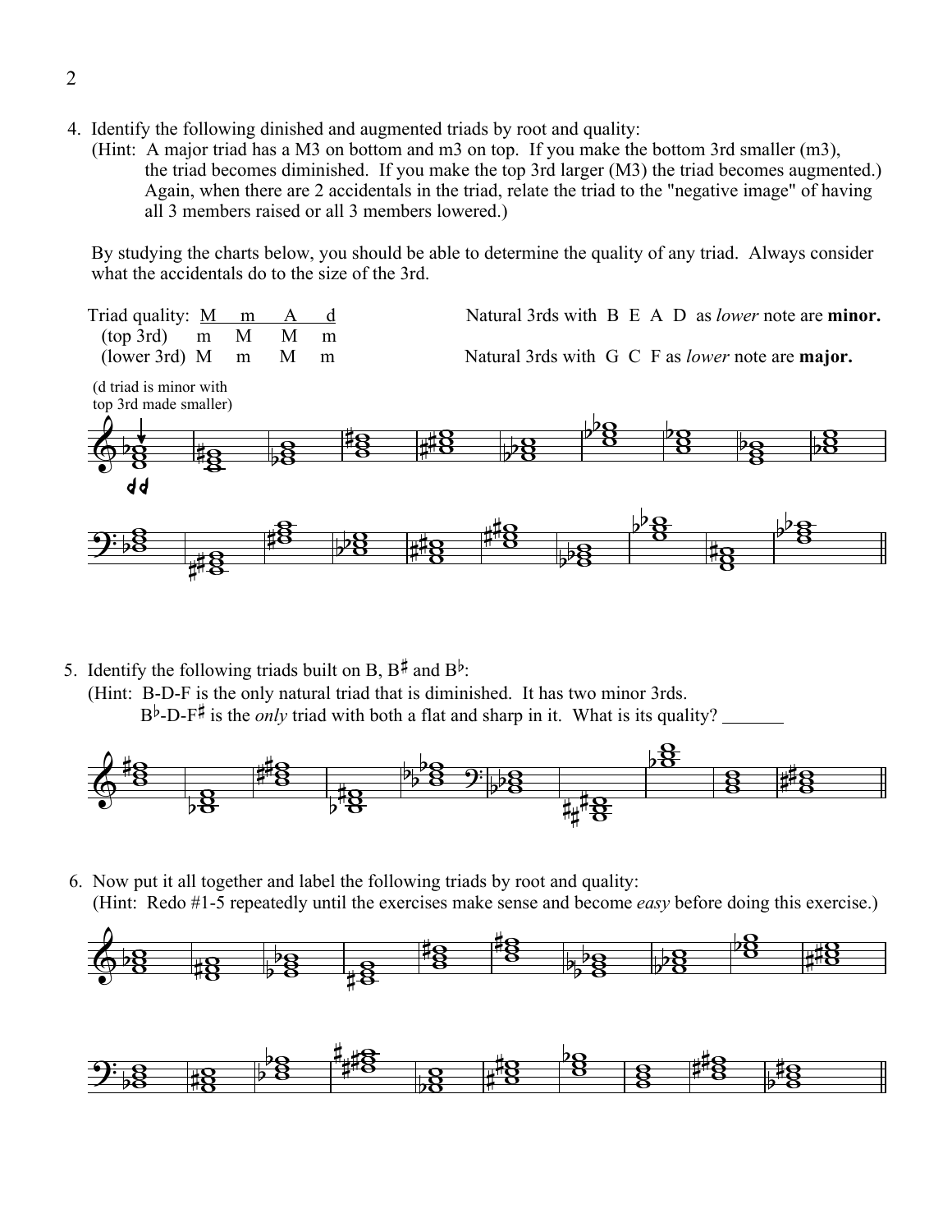4. Identify the following dinished and augmented triads by root and quality:
   (Hint: A major triad has a M3 on bottom and m3 on top. If you make the bottom 3rd smaller (m3), the triad becomes diminished. If you make the top 3rd larger (M3) the triad becomes augmented.) Again, when there are 2 accidentals in the triad, relate the triad to the "negative image" of having all 3 members raised or all 3 members lowered.)

   By studying the charts below, you should be able to determine the quality of any triad. Always consider what the accidentals do to the size of the 3rd.

| Triad quality: | M | m | A | d |
|---|---|---|---|---|
| (top 3rd) | m | M | M | m |
| (lower 3rd) | M | m | M | m |

Natural 3rds with B E A D as *lower* note are **minor.**

Natural 3rds with G C F as *lower* note are **major.**

(d triad is minor with top 3rd made smaller)

dd

5. Identify the following triads built on B, B♯ and B♭:
   (Hint: B-D-F is the only natural triad that is diminished. It has two minor 3rds.
   B♭-D-F♯ is the *only* triad with both a flat and sharp in it. What is its quality? _______

6. Now put it all together and label the following triads by root and quality:
   (Hint: Redo #1-5 repeatedly until the exercises make sense and become *easy* before doing this exercise.)